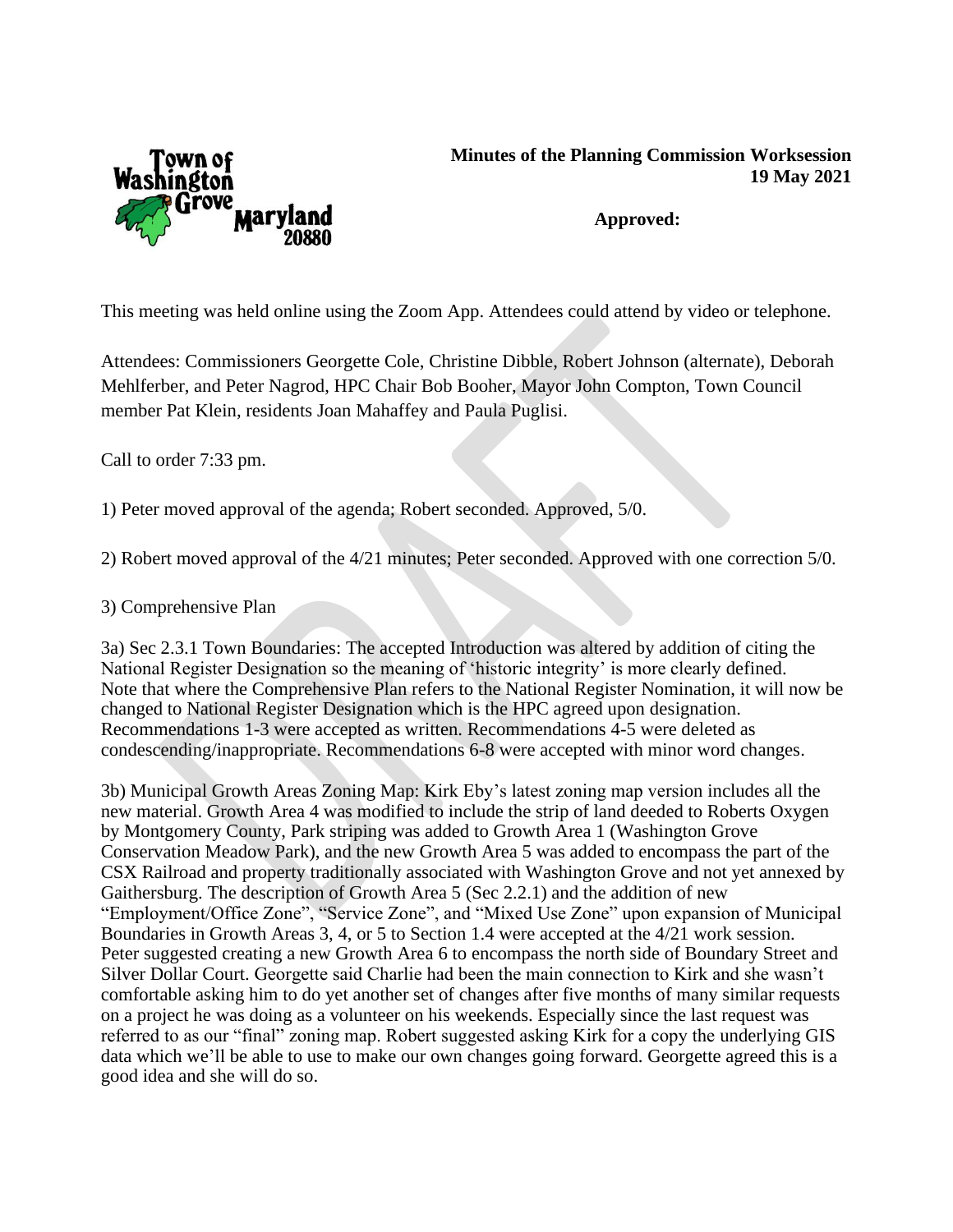Town of Washington Grove Maryland 20880

**Minutes of the Planning Commission Worksession**
**19 May 2021**

**Approved:**

This meeting was held online using the Zoom App. Attendees could attend by video or telephone.

Attendees: Commissioners Georgette Cole, Christine Dibble, Robert Johnson (alternate), Deborah Mehlferber, and Peter Nagrod, HPC Chair Bob Booher, Mayor John Compton, Town Council member Pat Klein, residents Joan Mahaffey and Paula Puglisi.

Call to order 7:33 pm.

1) Peter moved approval of the agenda; Robert seconded. Approved, 5/0.

2) Robert moved approval of the 4/21 minutes; Peter seconded. Approved with one correction 5/0.

3) Comprehensive Plan

3a) Sec 2.3.1 Town Boundaries: The accepted Introduction was altered by addition of citing the National Register Designation so the meaning of 'historic integrity' is more clearly defined. Note that where the Comprehensive Plan refers to the National Register Nomination, it will now be changed to National Register Designation which is the HPC agreed upon designation. Recommendations 1-3 were accepted as written. Recommendations 4-5 were deleted as condescending/inappropriate. Recommendations 6-8 were accepted with minor word changes.

3b) Municipal Growth Areas Zoning Map: Kirk Eby's latest zoning map version includes all the new material. Growth Area 4 was modified to include the strip of land deeded to Roberts Oxygen by Montgomery County, Park striping was added to Growth Area 1 (Washington Grove Conservation Meadow Park), and the new Growth Area 5 was added to encompass the part of the CSX Railroad and property traditionally associated with Washington Grove and not yet annexed by Gaithersburg. The description of Growth Area 5 (Sec 2.2.1) and the addition of new "Employment/Office Zone", "Service Zone", and "Mixed Use Zone" upon expansion of Municipal Boundaries in Growth Areas 3, 4, or 5 to Section 1.4 were accepted at the 4/21 work session. Peter suggested creating a new Growth Area 6 to encompass the north side of Boundary Street and Silver Dollar Court. Georgette said Charlie had been the main connection to Kirk and she wasn't comfortable asking him to do yet another set of changes after five months of many similar requests on a project he was doing as a volunteer on his weekends. Especially since the last request was referred to as our "final" zoning map. Robert suggested asking Kirk for a copy the underlying GIS data which we'll be able to use to make our own changes going forward. Georgette agreed this is a good idea and she will do so.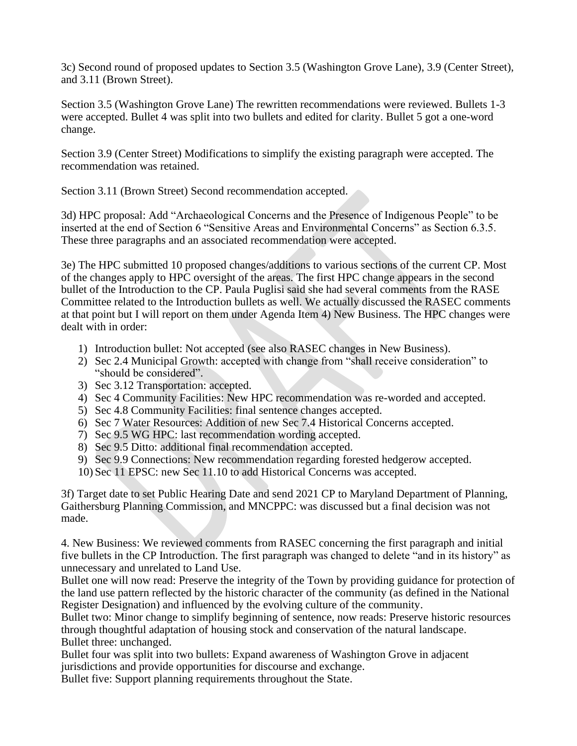3c) Second round of proposed updates to Section 3.5 (Washington Grove Lane), 3.9 (Center Street), and 3.11 (Brown Street).

Section 3.5 (Washington Grove Lane) The rewritten recommendations were reviewed. Bullets 1-3 were accepted. Bullet 4 was split into two bullets and edited for clarity. Bullet 5 got a one-word change.

Section 3.9 (Center Street) Modifications to simplify the existing paragraph were accepted. The recommendation was retained.

Section 3.11 (Brown Street) Second recommendation accepted.

3d) HPC proposal: Add "Archaeological Concerns and the Presence of Indigenous People" to be inserted at the end of Section 6 "Sensitive Areas and Environmental Concerns" as Section 6.3.5. These three paragraphs and an associated recommendation were accepted.

3e) The HPC submitted 10 proposed changes/additions to various sections of the current CP. Most of the changes apply to HPC oversight of the areas. The first HPC change appears in the second bullet of the Introduction to the CP. Paula Puglisi said she had several comments from the RASE Committee related to the Introduction bullets as well. We actually discussed the RASEC comments at that point but I will report on them under Agenda Item 4) New Business. The HPC changes were dealt with in order:

1) Introduction bullet: Not accepted (see also RASEC changes in New Business).
2) Sec 2.4 Municipal Growth: accepted with change from "shall receive consideration" to "should be considered".
3) Sec 3.12 Transportation: accepted.
4) Sec 4 Community Facilities: New HPC recommendation was re-worded and accepted.
5) Sec 4.8 Community Facilities: final sentence changes accepted.
6) Sec 7 Water Resources: Addition of new Sec 7.4 Historical Concerns accepted.
7) Sec 9.5 WG HPC: last recommendation wording accepted.
8) Sec 9.5 Ditto: additional final recommendation accepted.
9) Sec 9.9 Connections: New recommendation regarding forested hedgerow accepted.
10) Sec 11 EPSC: new Sec 11.10 to add Historical Concerns was accepted.

3f) Target date to set Public Hearing Date and send 2021 CP to Maryland Department of Planning, Gaithersburg Planning Commission, and MNCPPC: was discussed but a final decision was not made.

4. New Business: We reviewed comments from RASEC concerning the first paragraph and initial five bullets in the CP Introduction. The first paragraph was changed to delete "and in its history" as unnecessary and unrelated to Land Use.
Bullet one will now read: Preserve the integrity of the Town by providing guidance for protection of the land use pattern reflected by the historic character of the community (as defined in the National Register Designation) and influenced by the evolving culture of the community.
Bullet two: Minor change to simplify beginning of sentence, now reads: Preserve historic resources through thoughtful adaptation of housing stock and conservation of the natural landscape.
Bullet three: unchanged.
Bullet four was split into two bullets: Expand awareness of Washington Grove in adjacent jurisdictions and provide opportunities for discourse and exchange.
Bullet five: Support planning requirements throughout the State.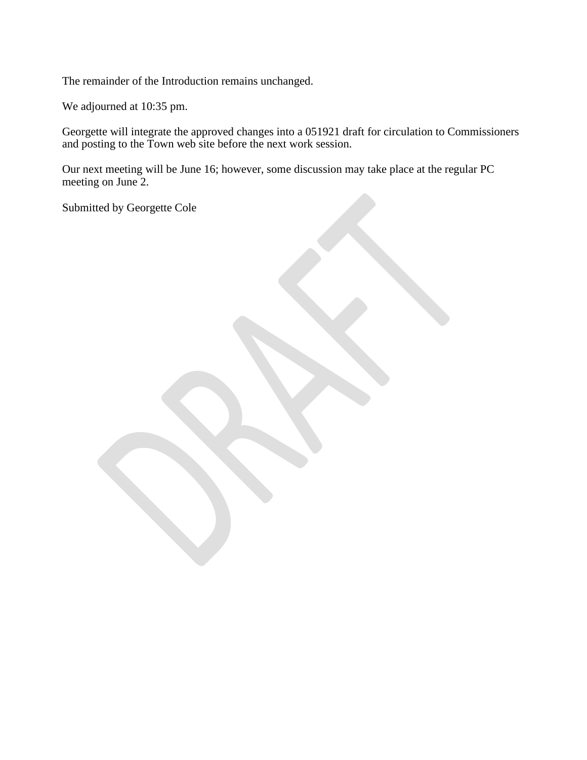The remainder of the Introduction remains unchanged.

We adjourned at 10:35 pm.

Georgette will integrate the approved changes into a 051921 draft for circulation to Commissioners and posting to the Town web site before the next work session.

Our next meeting will be June 16; however, some discussion may take place at the regular PC meeting on June 2.

Submitted by Georgette Cole